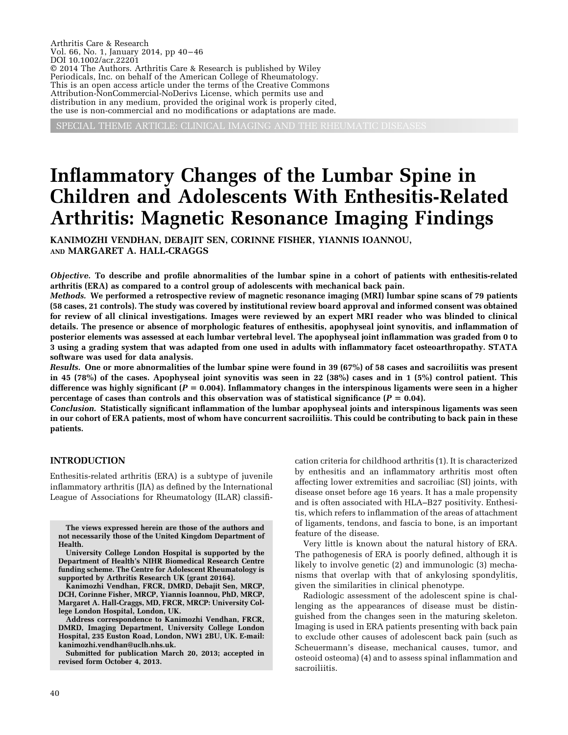Arthritis Care & Research
Vol. 66, No. 1, January 2014, pp 40–46
DOI 10.1002/acr.22201
© 2014 The Authors. Arthritis Care & Research is published by Wiley Periodicals, Inc. on behalf of the American College of Rheumatology. This is an open access article under the terms of the Creative Commons Attribution-NonCommercial-NoDerivs License, which permits use and distribution in any medium, provided the original work is properly cited, the use is non-commercial and no modifications or adaptations are made.

SPECIAL THEME ARTICLE: CLINICAL IMAGING AND THE RHEUMATIC DISEASES

# Inflammatory Changes of the Lumbar Spine in Children and Adolescents With Enthesitis-Related Arthritis: Magnetic Resonance Imaging Findings

KANIMOZHI VENDHAN, DEBAJIT SEN, CORINNE FISHER, YIANNIS IOANNOU, AND MARGARET A. HALL-CRAGGS

***Objective.*** **To describe and profile abnormalities of the lumbar spine in a cohort of patients with enthesitis-related arthritis (ERA) as compared to a control group of adolescents with mechanical back pain.**

***Methods.*** **We performed a retrospective review of magnetic resonance imaging (MRI) lumbar spine scans of 79 patients (58 cases, 21 controls). The study was covered by institutional review board approval and informed consent was obtained for review of all clinical investigations. Images were reviewed by an expert MRI reader who was blinded to clinical details. The presence or absence of morphologic features of enthesitis, apophyseal joint synovitis, and inflammation of posterior elements was assessed at each lumbar vertebral level. The apophyseal joint inflammation was graded from 0 to 3 using a grading system that was adapted from one used in adults with inflammatory facet osteoarthropathy. STATA software was used for data analysis.**

***Results.*** **One or more abnormalities of the lumbar spine were found in 39 (67%) of 58 cases and sacroiliitis was present in 45 (78%) of the cases. Apophyseal joint synovitis was seen in 22 (38%) cases and in 1 (5%) control patient. This difference was highly significant ($P = 0.004$). Inflammatory changes in the interspinous ligaments were seen in a higher percentage of cases than controls and this observation was of statistical significance ($P = 0.04$).**

***Conclusion.*** **Statistically significant inflammation of the lumbar apophyseal joints and interspinous ligaments was seen in our cohort of ERA patients, most of whom have concurrent sacroiliitis. This could be contributing to back pain in these patients.**

## INTRODUCTION

Enthesitis-related arthritis (ERA) is a subtype of juvenile inflammatory arthritis (JIA) as defined by the International League of Associations for Rheumatology (ILAR) classification criteria for childhood arthritis (1). It is characterized by enthesitis and an inflammatory arthritis most often affecting lower extremities and sacroiliac (SI) joints, with disease onset before age 16 years. It has a male propensity and is often associated with HLA–B27 positivity. Enthesitis, which refers to inflammation of the areas of attachment of ligaments, tendons, and fascia to bone, is an important feature of the disease.

Very little is known about the natural history of ERA. The pathogenesis of ERA is poorly defined, although it is likely to involve genetic (2) and immunologic (3) mechanisms that overlap with that of ankylosing spondylitis, given the similarities in clinical phenotype.

Radiologic assessment of the adolescent spine is challenging as the appearances of disease must be distinguished from the changes seen in the maturing skeleton. Imaging is used in ERA patients presenting with back pain to exclude other causes of adolescent back pain (such as Scheuermann's disease, mechanical causes, tumor, and osteoid osteoma) (4) and to assess spinal inflammation and sacroiliitis.

**The views expressed herein are those of the authors and not necessarily those of the United Kingdom Department of Health.**

**University College London Hospital is supported by the Department of Health's NIHR Biomedical Research Centre funding scheme. The Centre for Adolescent Rheumatology is supported by Arthritis Research UK (grant 20164).**

**Kanimozhi Vendhan, FRCR, DMRD, Debajit Sen, MRCP, DCH, Corinne Fisher, MRCP, Yiannis Ioannou, PhD, MRCP, Margaret A. Hall-Craggs, MD, FRCR, MRCP: University College London Hospital, London, UK.**

**Address correspondence to Kanimozhi Vendhan, FRCR, DMRD, Imaging Department, University College London Hospital, 235 Euston Road, London, NW1 2BU, UK. E-mail: kanimozhi.vendhan@uclh.nhs.uk.**

**Submitted for publication March 20, 2013; accepted in revised form October 4, 2013.**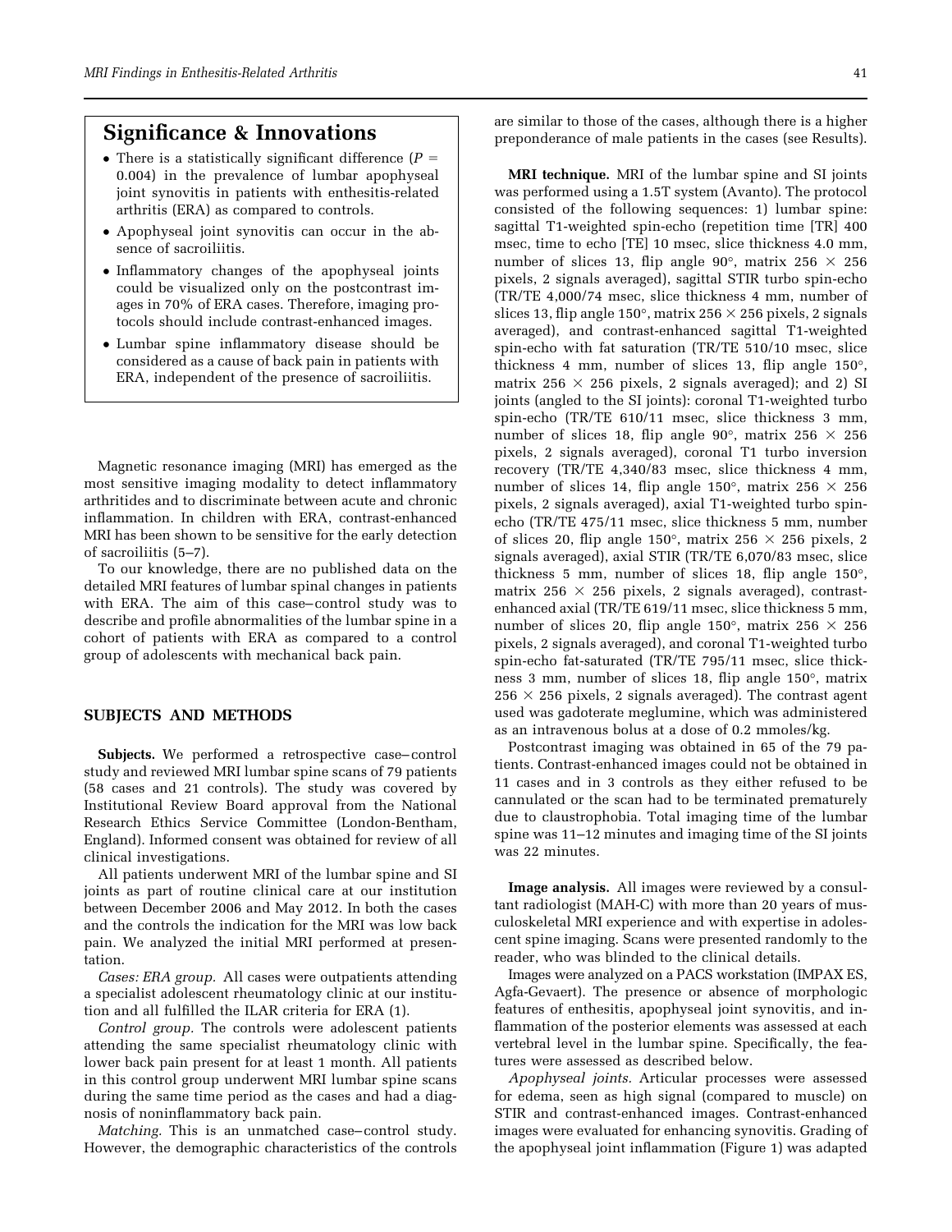## Significance & Innovations

- There is a statistically significant difference ($P = 0.004$) in the prevalence of lumbar apophyseal joint synovitis in patients with enthesitis-related arthritis (ERA) as compared to controls.
- Apophyseal joint synovitis can occur in the absence of sacroiliitis.
- Inflammatory changes of the apophyseal joints could be visualized only on the postcontrast images in 70% of ERA cases. Therefore, imaging protocols should include contrast-enhanced images.
- Lumbar spine inflammatory disease should be considered as a cause of back pain in patients with ERA, independent of the presence of sacroiliitis.

Magnetic resonance imaging (MRI) has emerged as the most sensitive imaging modality to detect inflammatory arthritides and to discriminate between acute and chronic inflammation. In children with ERA, contrast-enhanced MRI has been shown to be sensitive for the early detection of sacroiliitis (5–7).

To our knowledge, there are no published data on the detailed MRI features of lumbar spinal changes in patients with ERA. The aim of this case–control study was to describe and profile abnormalities of the lumbar spine in a cohort of patients with ERA as compared to a control group of adolescents with mechanical back pain.

## SUBJECTS AND METHODS

**Subjects.** We performed a retrospective case–control study and reviewed MRI lumbar spine scans of 79 patients (58 cases and 21 controls). The study was covered by Institutional Review Board approval from the National Research Ethics Service Committee (London-Bentham, England). Informed consent was obtained for review of all clinical investigations.

All patients underwent MRI of the lumbar spine and SI joints as part of routine clinical care at our institution between December 2006 and May 2012. In both the cases and the controls the indication for the MRI was low back pain. We analyzed the initial MRI performed at presentation.

*Cases: ERA group.* All cases were outpatients attending a specialist adolescent rheumatology clinic at our institution and all fulfilled the ILAR criteria for ERA (1).

*Control group.* The controls were adolescent patients attending the same specialist rheumatology clinic with lower back pain present for at least 1 month. All patients in this control group underwent MRI lumbar spine scans during the same time period as the cases and had a diagnosis of noninflammatory back pain.

*Matching.* This is an unmatched case–control study. However, the demographic characteristics of the controls are similar to those of the cases, although there is a higher preponderance of male patients in the cases (see Results).

**MRI technique.** MRI of the lumbar spine and SI joints was performed using a 1.5T system (Avanto). The protocol consisted of the following sequences: 1) lumbar spine: sagittal T1-weighted spin-echo (repetition time [TR] 400 msec, time to echo [TE] 10 msec, slice thickness 4.0 mm, number of slices 13, flip angle 90°, matrix $256 \times 256$ pixels, 2 signals averaged), sagittal STIR turbo spin-echo (TR/TE 4,000/74 msec, slice thickness 4 mm, number of slices 13, flip angle 150°, matrix $256 \times 256$ pixels, 2 signals averaged), and contrast-enhanced sagittal T1-weighted spin-echo with fat saturation (TR/TE 510/10 msec, slice thickness 4 mm, number of slices 13, flip angle 150°, matrix $256 \times 256$ pixels, 2 signals averaged); and 2) SI joints (angled to the SI joints): coronal T1-weighted turbo spin-echo (TR/TE 610/11 msec, slice thickness 3 mm, number of slices 18, flip angle 90°, matrix $256 \times 256$ pixels, 2 signals averaged), coronal T1 turbo inversion recovery (TR/TE 4,340/83 msec, slice thickness 4 mm, number of slices 14, flip angle 150°, matrix $256 \times 256$ pixels, 2 signals averaged), axial T1-weighted turbo spin-echo (TR/TE 475/11 msec, slice thickness 5 mm, number of slices 20, flip angle 150°, matrix $256 \times 256$ pixels, 2 signals averaged), axial STIR (TR/TE 6,070/83 msec, slice thickness 5 mm, number of slices 18, flip angle 150°, matrix $256 \times 256$ pixels, 2 signals averaged), contrast-enhanced axial (TR/TE 619/11 msec, slice thickness 5 mm, number of slices 20, flip angle 150°, matrix $256 \times 256$ pixels, 2 signals averaged), and coronal T1-weighted turbo spin-echo fat-saturated (TR/TE 795/11 msec, slice thickness 3 mm, number of slices 18, flip angle 150°, matrix $256 \times 256$ pixels, 2 signals averaged). The contrast agent used was gadoterate meglumine, which was administered as an intravenous bolus at a dose of 0.2 mmoles/kg.

Postcontrast imaging was obtained in 65 of the 79 patients. Contrast-enhanced images could not be obtained in 11 cases and in 3 controls as they either refused to be cannulated or the scan had to be terminated prematurely due to claustrophobia. Total imaging time of the lumbar spine was 11–12 minutes and imaging time of the SI joints was 22 minutes.

**Image analysis.** All images were reviewed by a consultant radiologist (MAH-C) with more than 20 years of musculoskeletal MRI experience and with expertise in adolescent spine imaging. Scans were presented randomly to the reader, who was blinded to the clinical details.

Images were analyzed on a PACS workstation (IMPAX ES, Agfa-Gevaert). The presence or absence of morphologic features of enthesitis, apophyseal joint synovitis, and inflammation of the posterior elements was assessed at each vertebral level in the lumbar spine. Specifically, the features were assessed as described below.

*Apophyseal joints.* Articular processes were assessed for edema, seen as high signal (compared to muscle) on STIR and contrast-enhanced images. Contrast-enhanced images were evaluated for enhancing synovitis. Grading of the apophyseal joint inflammation (Figure 1) was adapted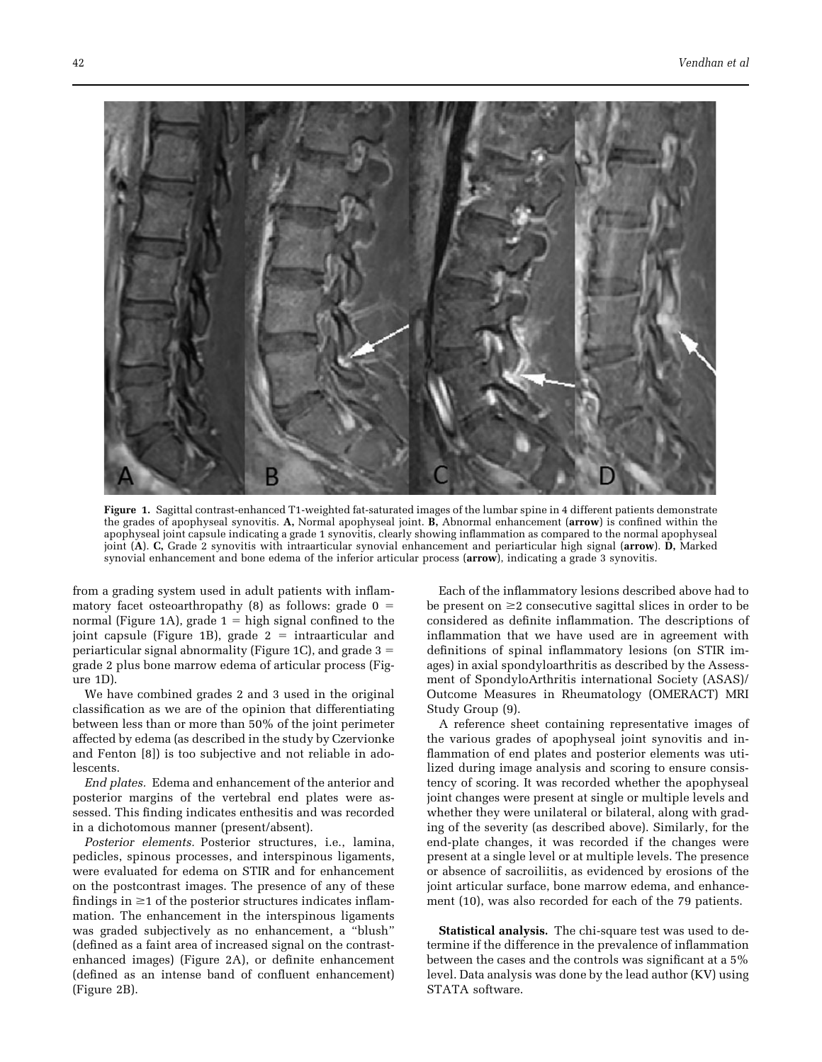**Figure 1.** Sagittal contrast-enhanced T1-weighted fat-saturated images of the lumbar spine in 4 different patients demonstrate the grades of apophyseal synovitis. **A,** Normal apophyseal joint. **B,** Abnormal enhancement (**arrow**) is confined within the apophyseal joint capsule indicating a grade 1 synovitis, clearly showing inflammation as compared to the normal apophyseal joint (**A**). **C,** Grade 2 synovitis with intraarticular synovial enhancement and periarticular high signal (**arrow**). **D,** Marked synovial enhancement and bone edema of the inferior articular process (**arrow**), indicating a grade 3 synovitis.

from a grading system used in adult patients with inflammatory facet osteoarthropathy (8) as follows: grade 0 = normal (Figure 1A), grade 1 = high signal confined to the joint capsule (Figure 1B), grade 2 = intraarticular and periarticular signal abnormality (Figure 1C), and grade 3 = grade 2 plus bone marrow edema of articular process (Figure 1D).

We have combined grades 2 and 3 used in the original classification as we are of the opinion that differentiating between less than or more than 50% of the joint perimeter affected by edema (as described in the study by Czervionke and Fenton [8]) is too subjective and not reliable in adolescents.

*End plates.* Edema and enhancement of the anterior and posterior margins of the vertebral end plates were assessed. This finding indicates enthesitis and was recorded in a dichotomous manner (present/absent).

*Posterior elements.* Posterior structures, i.e., lamina, pedicles, spinous processes, and interspinous ligaments, were evaluated for edema on STIR and for enhancement on the postcontrast images. The presence of any of these findings in $\geq$1 of the posterior structures indicates inflammation. The enhancement in the interspinous ligaments was graded subjectively as no enhancement, a "blush" (defined as a faint area of increased signal on the contrast-enhanced images) (Figure 2A), or definite enhancement (defined as an intense band of confluent enhancement) (Figure 2B).

Each of the inflammatory lesions described above had to be present on $\geq$2 consecutive sagittal slices in order to be considered as definite inflammation. The descriptions of inflammation that we have used are in agreement with definitions of spinal inflammatory lesions (on STIR images) in axial spondyloarthritis as described by the Assessment of SpondyloArthritis international Society (ASAS)/ Outcome Measures in Rheumatology (OMERACT) MRI Study Group (9).

A reference sheet containing representative images of the various grades of apophyseal joint synovitis and inflammation of end plates and posterior elements was utilized during image analysis and scoring to ensure consistency of scoring. It was recorded whether the apophyseal joint changes were present at single or multiple levels and whether they were unilateral or bilateral, along with grading of the severity (as described above). Similarly, for the end-plate changes, it was recorded if the changes were present at a single level or at multiple levels. The presence or absence of sacroiliitis, as evidenced by erosions of the joint articular surface, bone marrow edema, and enhancement (10), was also recorded for each of the 79 patients.

**Statistical analysis.** The chi-square test was used to determine if the difference in the prevalence of inflammation between the cases and the controls was significant at a 5% level. Data analysis was done by the lead author (KV) using STATA software.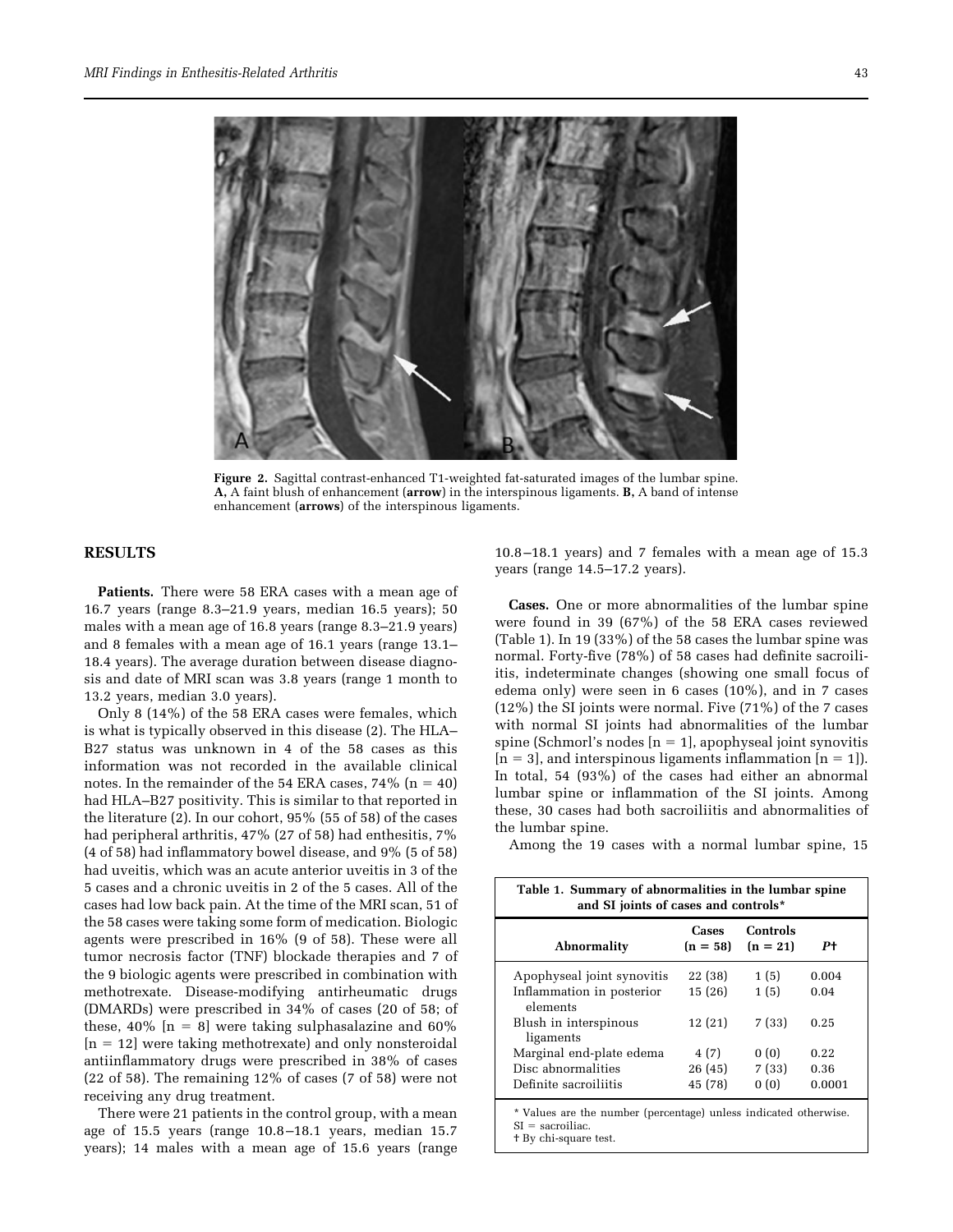Figure 2. Sagittal contrast-enhanced T1-weighted fat-saturated images of the lumbar spine. A, A faint blush of enhancement (**arrow**) in the interspinous ligaments. B, A band of intense enhancement (**arrows**) of the interspinous ligaments.

## RESULTS

**Patients.** There were 58 ERA cases with a mean age of 16.7 years (range 8.3–21.9 years, median 16.5 years); 50 males with a mean age of 16.8 years (range 8.3–21.9 years) and 8 females with a mean age of 16.1 years (range 13.1–18.4 years). The average duration between disease diagnosis and date of MRI scan was 3.8 years (range 1 month to 13.2 years, median 3.0 years).

Only 8 (14%) of the 58 ERA cases were females, which is what is typically observed in this disease (2). The HLA–B27 status was unknown in 4 of the 58 cases as this information was not recorded in the available clinical notes. In the remainder of the 54 ERA cases, 74% (n = 40) had HLA–B27 positivity. This is similar to that reported in the literature (2). In our cohort, 95% (55 of 58) of the cases had peripheral arthritis, 47% (27 of 58) had enthesitis, 7% (4 of 58) had inflammatory bowel disease, and 9% (5 of 58) had uveitis, which was an acute anterior uveitis in 3 of the 5 cases and a chronic uveitis in 2 of the 5 cases. All of the cases had low back pain. At the time of the MRI scan, 51 of the 58 cases were taking some form of medication. Biologic agents were prescribed in 16% (9 of 58). These were all tumor necrosis factor (TNF) blockade therapies and 7 of the 9 biologic agents were prescribed in combination with methotrexate. Disease-modifying antirheumatic drugs (DMARDs) were prescribed in 34% of cases (20 of 58; of these, 40% [n = 8] were taking sulphasalazine and 60% [n = 12] were taking methotrexate) and only nonsteroidal antiinflammatory drugs were prescribed in 38% of cases (22 of 58). The remaining 12% of cases (7 of 58) were not receiving any drug treatment.

There were 21 patients in the control group, with a mean age of 15.5 years (range 10.8–18.1 years, median 15.7 years); 14 males with a mean age of 15.6 years (range 10.8–18.1 years) and 7 females with a mean age of 15.3 years (range 14.5–17.2 years).

**Cases.** One or more abnormalities of the lumbar spine were found in 39 (67%) of the 58 ERA cases reviewed (Table 1). In 19 (33%) of the 58 cases the lumbar spine was normal. Forty-five (78%) of 58 cases had definite sacroiliitis, indeterminate changes (showing one small focus of edema only) were seen in 6 cases (10%), and in 7 cases (12%) the SI joints were normal. Five (71%) of the 7 cases with normal SI joints had abnormalities of the lumbar spine (Schmorl's nodes [n = 1], apophyseal joint synovitis [n = 3], and interspinous ligaments inflammation [n = 1]). In total, 54 (93%) of the cases had either an abnormal lumbar spine or inflammation of the SI joints. Among these, 30 cases had both sacroiliitis and abnormalities of the lumbar spine.

Among the 19 cases with a normal lumbar spine, 15

**Table 1. Summary of abnormalities in the lumbar spine and SI joints of cases and controls***

| Abnormality | Cases (n = 58) | Controls (n = 21) | P† |
|---|---|---|---|
| Apophyseal joint synovitis | 22 (38) | 1 (5) | 0.004 |
| Inflammation in posterior elements | 15 (26) | 1 (5) | 0.04 |
| Blush in interspinous ligaments | 12 (21) | 7 (33) | 0.25 |
| Marginal end-plate edema | 4 (7) | 0 (0) | 0.22 |
| Disc abnormalities | 26 (45) | 7 (33) | 0.36 |
| Definite sacroiliitis | 45 (78) | 0 (0) | 0.0001 |

\* Values are the number (percentage) unless indicated otherwise. SI = sacroiliac.
† By chi-square test.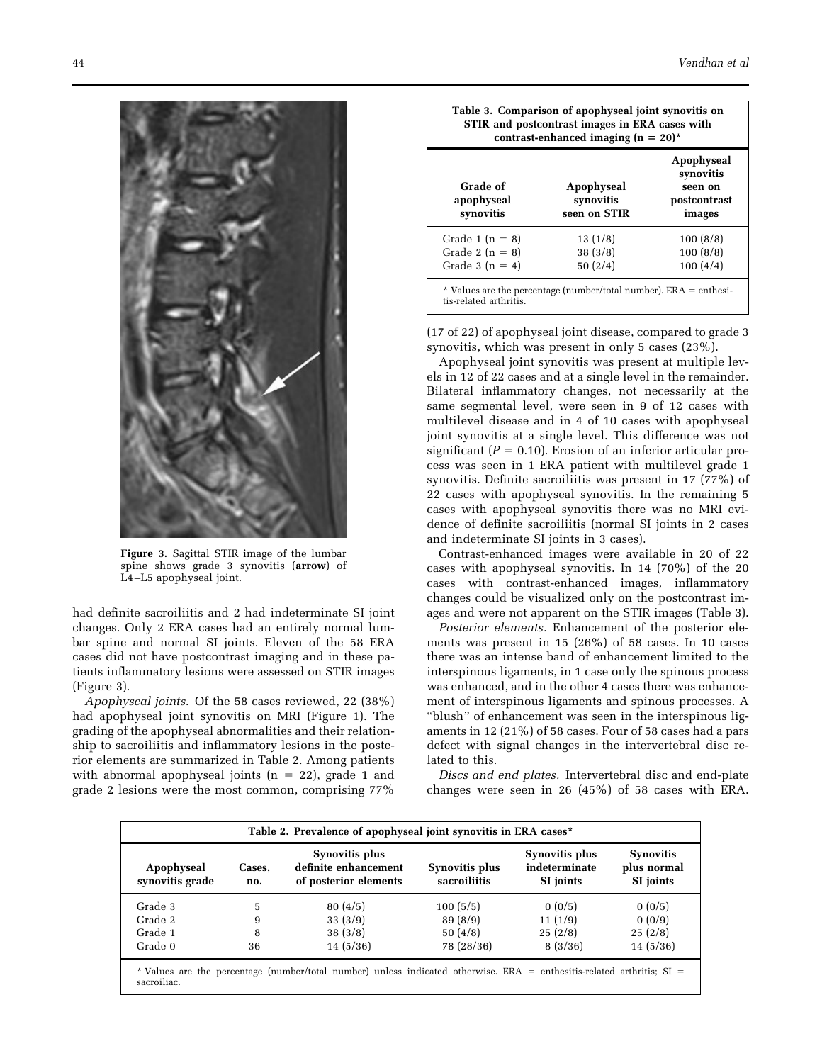Figure 3. Sagittal STIR image of the lumbar spine shows grade 3 synovitis (**arrow**) of L4–L5 apophyseal joint.

had definite sacroiliitis and 2 had indeterminate SI joint changes. Only 2 ERA cases had an entirely normal lumbar spine and normal SI joints. Eleven of the 58 ERA cases did not have postcontrast imaging and in these patients inflammatory lesions were assessed on STIR images (Figure 3).

*Apophyseal joints.* Of the 58 cases reviewed, 22 (38%) had apophyseal joint synovitis on MRI (Figure 1). The grading of the apophyseal abnormalities and their relationship to sacroiliitis and inflammatory lesions in the posterior elements are summarized in Table 2. Among patients with abnormal apophyseal joints (n = 22), grade 1 and grade 2 lesions were the most common, comprising 77% (17 of 22) of apophyseal joint disease, compared to grade 3 synovitis, which was present in only 5 cases (23%).

**Table 3. Comparison of apophyseal joint synovitis on STIR and postcontrast images in ERA cases with contrast-enhanced imaging (n = 20)***

| Grade of apophyseal synovitis | Apophyseal synovitis seen on STIR | Apophyseal synovitis seen on postcontrast images |
|---|---|---|
| Grade 1 (n = 8) | 13 (1/8) | 100 (8/8) |
| Grade 2 (n = 8) | 38 (3/8) | 100 (8/8) |
| Grade 3 (n = 4) | 50 (2/4) | 100 (4/4) |

* Values are the percentage (number/total number). ERA = enthesitis-related arthritis.

Apophyseal joint synovitis was present at multiple levels in 12 of 22 cases and at a single level in the remainder. Bilateral inflammatory changes, not necessarily at the same segmental level, were seen in 9 of 12 cases with multilevel disease and in 4 of 10 cases with apophyseal joint synovitis at a single level. This difference was not significant ($P = 0.10$). Erosion of an inferior articular process was seen in 1 ERA patient with multilevel grade 1 synovitis. Definite sacroiliitis was present in 17 (77%) of 22 cases with apophyseal synovitis. In the remaining 5 cases with apophyseal synovitis there was no MRI evidence of definite sacroiliitis (normal SI joints in 2 cases and indeterminate SI joints in 3 cases).

Contrast-enhanced images were available in 20 of 22 cases with apophyseal synovitis. In 14 (70%) of the 20 cases with contrast-enhanced images, inflammatory changes could be visualized only on the postcontrast images and were not apparent on the STIR images (Table 3).

*Posterior elements.* Enhancement of the posterior elements was present in 15 (26%) of 58 cases. In 10 cases there was an intense band of enhancement limited to the interspinous ligaments, in 1 case only the spinous process was enhanced, and in the other 4 cases there was enhancement of interspinous ligaments and spinous processes. A "blush" of enhancement was seen in the interspinous ligaments in 12 (21%) of 58 cases. Four of 58 cases had a pars defect with signal changes in the intervertebral disc related to this.

*Discs and end plates.* Intervertebral disc and end-plate changes were seen in 26 (45%) of 58 cases with ERA.

**Table 2. Prevalence of apophyseal joint synovitis in ERA cases***

| Apophyseal synovitis grade | Cases, no. | Synovitis plus definite enhancement of posterior elements | Synovitis plus sacroiliitis | Synovitis plus indeterminate SI joints | Synovitis plus normal SI joints |
|---|---|---|---|---|---|
| Grade 3 | 5 | 80 (4/5) | 100 (5/5) | 0 (0/5) | 0 (0/5) |
| Grade 2 | 9 | 33 (3/9) | 89 (8/9) | 11 (1/9) | 0 (0/9) |
| Grade 1 | 8 | 38 (3/8) | 50 (4/8) | 25 (2/8) | 25 (2/8) |
| Grade 0 | 36 | 14 (5/36) | 78 (28/36) | 8 (3/36) | 14 (5/36) |

* Values are the percentage (number/total number) unless indicated otherwise. ERA = enthesitis-related arthritis; SI = sacroiliac.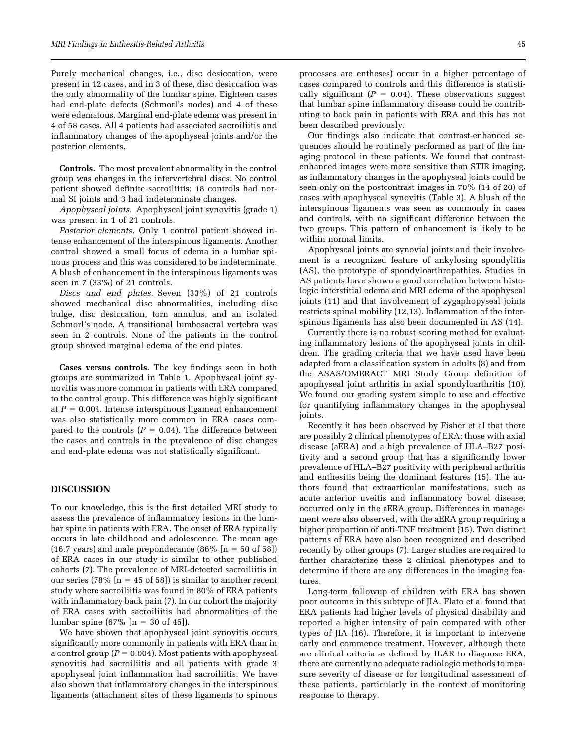Purely mechanical changes, i.e., disc desiccation, were present in 12 cases, and in 3 of these, disc desiccation was the only abnormality of the lumbar spine. Eighteen cases had end-plate defects (Schmorl's nodes) and 4 of these were edematous. Marginal end-plate edema was present in 4 of 58 cases. All 4 patients had associated sacroiliitis and inflammatory changes of the apophyseal joints and/or the posterior elements.

**Controls.** The most prevalent abnormality in the control group was changes in the intervertebral discs. No control patient showed definite sacroiliitis; 18 controls had normal SI joints and 3 had indeterminate changes.

*Apophyseal joints.* Apophyseal joint synovitis (grade 1) was present in 1 of 21 controls.

*Posterior elements.* Only 1 control patient showed intense enhancement of the interspinous ligaments. Another control showed a small focus of edema in a lumbar spinous process and this was considered to be indeterminate. A blush of enhancement in the interspinous ligaments was seen in 7 (33%) of 21 controls.

*Discs and end plates.* Seven (33%) of 21 controls showed mechanical disc abnormalities, including disc bulge, disc desiccation, torn annulus, and an isolated Schmorl's node. A transitional lumbosacral vertebra was seen in 2 controls. None of the patients in the control group showed marginal edema of the end plates.

**Cases versus controls.** The key findings seen in both groups are summarized in Table 1. Apophyseal joint synovitis was more common in patients with ERA compared to the control group. This difference was highly significant at $P = 0.004$. Intense interspinous ligament enhancement was also statistically more common in ERA cases compared to the controls ($P = 0.04$). The difference between the cases and controls in the prevalence of disc changes and end-plate edema was not statistically significant.

## DISCUSSION

To our knowledge, this is the first detailed MRI study to assess the prevalence of inflammatory lesions in the lumbar spine in patients with ERA. The onset of ERA typically occurs in late childhood and adolescence. The mean age (16.7 years) and male preponderance (86% [n = 50 of 58]) of ERA cases in our study is similar to other published cohorts (7). The prevalence of MRI-detected sacroiliitis in our series (78% [n = 45 of 58]) is similar to another recent study where sacroiliitis was found in 80% of ERA patients with inflammatory back pain (7). In our cohort the majority of ERA cases with sacroiliitis had abnormalities of the lumbar spine (67% [n = 30 of 45]).

We have shown that apophyseal joint synovitis occurs significantly more commonly in patients with ERA than in a control group ($P = 0.004$). Most patients with apophyseal synovitis had sacroiliitis and all patients with grade 3 apophyseal joint inflammation had sacroiliitis. We have also shown that inflammatory changes in the interspinous ligaments (attachment sites of these ligaments to spinous processes are entheses) occur in a higher percentage of cases compared to controls and this difference is statistically significant ($P = 0.04$). These observations suggest that lumbar spine inflammatory disease could be contributing to back pain in patients with ERA and this has not been described previously.

Our findings also indicate that contrast-enhanced sequences should be routinely performed as part of the imaging protocol in these patients. We found that contrast-enhanced images were more sensitive than STIR imaging, as inflammatory changes in the apophyseal joints could be seen only on the postcontrast images in 70% (14 of 20) of cases with apophyseal synovitis (Table 3). A blush of the interspinous ligaments was seen as commonly in cases and controls, with no significant difference between the two groups. This pattern of enhancement is likely to be within normal limits.

Apophyseal joints are synovial joints and their involvement is a recognized feature of ankylosing spondylitis (AS), the prototype of spondyloarthropathies. Studies in AS patients have shown a good correlation between histologic interstitial edema and MRI edema of the apophyseal joints (11) and that involvement of zygaphopyseal joints restricts spinal mobility (12,13). Inflammation of the interspinous ligaments has also been documented in AS (14).

Currently there is no robust scoring method for evaluating inflammatory lesions of the apophyseal joints in children. The grading criteria that we have used have been adapted from a classification system in adults (8) and from the ASAS/OMERACT MRI Study Group definition of apophyseal joint arthritis in axial spondyloarthritis (10). We found our grading system simple to use and effective for quantifying inflammatory changes in the apophyseal joints.

Recently it has been observed by Fisher et al that there are possibly 2 clinical phenotypes of ERA: those with axial disease (aERA) and a high prevalence of HLA–B27 positivity and a second group that has a significantly lower prevalence of HLA–B27 positivity with peripheral arthritis and enthesitis being the dominant features (15). The authors found that extraarticular manifestations, such as acute anterior uveitis and inflammatory bowel disease, occurred only in the aERA group. Differences in management were also observed, with the aERA group requiring a higher proportion of anti-TNF treatment (15). Two distinct patterns of ERA have also been recognized and described recently by other groups (7). Larger studies are required to further characterize these 2 clinical phenotypes and to determine if there are any differences in the imaging features.

Long-term followup of children with ERA has shown poor outcome in this subtype of JIA. Flato et al found that ERA patients had higher levels of physical disability and reported a higher intensity of pain compared with other types of JIA (16). Therefore, it is important to intervene early and commence treatment. However, although there are clinical criteria as defined by ILAR to diagnose ERA, there are currently no adequate radiologic methods to measure severity of disease or for longitudinal assessment of these patients, particularly in the context of monitoring response to therapy.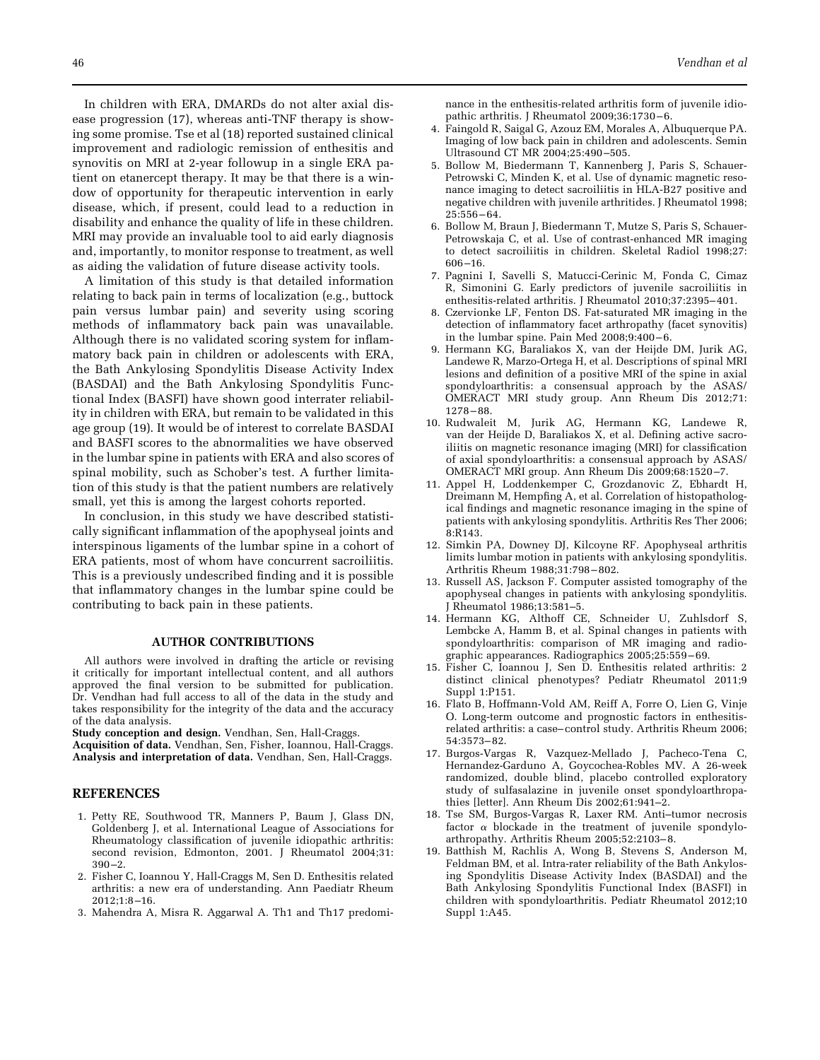In children with ERA, DMARDs do not alter axial disease progression (17), whereas anti-TNF therapy is showing some promise. Tse et al (18) reported sustained clinical improvement and radiologic remission of enthesitis and synovitis on MRI at 2-year followup in a single ERA patient on etanercept therapy. It may be that there is a window of opportunity for therapeutic intervention in early disease, which, if present, could lead to a reduction in disability and enhance the quality of life in these children. MRI may provide an invaluable tool to aid early diagnosis and, importantly, to monitor response to treatment, as well as aiding the validation of future disease activity tools.

A limitation of this study is that detailed information relating to back pain in terms of localization (e.g., buttock pain versus lumbar pain) and severity using scoring methods of inflammatory back pain was unavailable. Although there is no validated scoring system for inflammatory back pain in children or adolescents with ERA, the Bath Ankylosing Spondylitis Disease Activity Index (BASDAI) and the Bath Ankylosing Spondylitis Functional Index (BASFI) have shown good interrater reliability in children with ERA, but remain to be validated in this age group (19). It would be of interest to correlate BASDAI and BASFI scores to the abnormalities we have observed in the lumbar spine in patients with ERA and also scores of spinal mobility, such as Schober's test. A further limitation of this study is that the patient numbers are relatively small, yet this is among the largest cohorts reported.

In conclusion, in this study we have described statistically significant inflammation of the apophyseal joints and interspinous ligaments of the lumbar spine in a cohort of ERA patients, most of whom have concurrent sacroiliitis. This is a previously undescribed finding and it is possible that inflammatory changes in the lumbar spine could be contributing to back pain in these patients.

## AUTHOR CONTRIBUTIONS

All authors were involved in drafting the article or revising it critically for important intellectual content, and all authors approved the final version to be submitted for publication. Dr. Vendhan had full access to all of the data in the study and takes responsibility for the integrity of the data and the accuracy of the data analysis.

**Study conception and design.** Vendhan, Sen, Hall-Craggs.
**Acquisition of data.** Vendhan, Sen, Fisher, Ioannou, Hall-Craggs.
**Analysis and interpretation of data.** Vendhan, Sen, Hall-Craggs.

## REFERENCES

1. Petty RE, Southwood TR, Manners P, Baum J, Glass DN, Goldenberg J, et al. International League of Associations for Rheumatology classification of juvenile idiopathic arthritis: second revision, Edmonton, 2001. J Rheumatol 2004;31:390–2.
2. Fisher C, Ioannou Y, Hall-Craggs M, Sen D. Enthesitis related arthritis: a new era of understanding. Ann Paediatr Rheum 2012;1:8–16.
3. Mahendra A, Misra R. Aggarwal A. Th1 and Th17 predominance in the enthesitis-related arthritis form of juvenile idiopathic arthritis. J Rheumatol 2009;36:1730–6.
4. Faingold R, Saigal G, Azouz EM, Morales A, Albuquerque PA. Imaging of low back pain in children and adolescents. Semin Ultrasound CT MR 2004;25:490–505.
5. Bollow M, Biedermann T, Kannenberg J, Paris S, Schauer-Petrowski C, Minden K, et al. Use of dynamic magnetic resonance imaging to detect sacroiliitis in HLA-B27 positive and negative children with juvenile arthritides. J Rheumatol 1998; 25:556–64.
6. Bollow M, Braun J, Biedermann T, Mutze S, Paris S, Schauer-Petrowskaja C, et al. Use of contrast-enhanced MR imaging to detect sacroiliitis in children. Skeletal Radiol 1998;27: 606–16.
7. Pagnini I, Savelli S, Matucci-Cerinic M, Fonda C, Cimaz R, Simonini G. Early predictors of juvenile sacroiliitis in enthesitis-related arthritis. J Rheumatol 2010;37:2395–401.
8. Czervionke LF, Fenton DS. Fat-saturated MR imaging in the detection of inflammatory facet arthropathy (facet synovitis) in the lumbar spine. Pain Med 2008;9:400–6.
9. Hermann KG, Baraliakos X, van der Heijde DM, Jurik AG, Landewe R, Marzo-Ortega H, et al. Descriptions of spinal MRI lesions and definition of a positive MRI of the spine in axial spondyloarthritis: a consensual approach by the ASAS/OMERACT MRI study group. Ann Rheum Dis 2012;71: 1278–88.
10. Rudwaleit M, Jurik AG, Hermann KG, Landewe R, van der Heijde D, Baraliakos X, et al. Defining active sacroiliitis on magnetic resonance imaging (MRI) for classification of axial spondyloarthritis: a consensual approach by ASAS/OMERACT MRI group. Ann Rheum Dis 2009;68:1520–7.
11. Appel H, Loddenkemper C, Grozdanovic Z, Ebhardt H, Dreimann M, Hempfing A, et al. Correlation of histopathological findings and magnetic resonance imaging in the spine of patients with ankylosing spondylitis. Arthritis Res Ther 2006; 8:R143.
12. Simkin PA, Downey DJ, Kilcoyne RF. Apophyseal arthritis limits lumbar motion in patients with ankylosing spondylitis. Arthritis Rheum 1988;31:798–802.
13. Russell AS, Jackson F. Computer assisted tomography of the apophyseal changes in patients with ankylosing spondylitis. J Rheumatol 1986;13:581–5.
14. Hermann KG, Althoff CE, Schneider U, Zuhlsdorf S, Lembcke A, Hamm B, et al. Spinal changes in patients with spondyloarthritis: comparison of MR imaging and radiographic appearances. Radiographics 2005;25:559–69.
15. Fisher C, Ioannou J, Sen D. Enthesitis related arthritis: 2 distinct clinical phenotypes? Pediatr Rheumatol 2011;9 Suppl 1:P151.
16. Flato B, Hoffmann-Vold AM, Reiff A, Forre O, Lien G, Vinje O. Long-term outcome and prognostic factors in enthesitis-related arthritis: a case–control study. Arthritis Rheum 2006; 54:3573–82.
17. Burgos-Vargas R, Vazquez-Mellado J, Pacheco-Tena C, Hernandez-Garduno A, Goycochea-Robles MV. A 26-week randomized, double blind, placebo controlled exploratory study of sulfasalazine in juvenile onset spondyloarthropathies [letter]. Ann Rheum Dis 2002;61:941–2.
18. Tse SM, Burgos-Vargas R, Laxer RM. Anti–tumor necrosis factor $\alpha$ blockade in the treatment of juvenile spondyloarthropathy. Arthritis Rheum 2005;52:2103–8.
19. Batthish M, Rachlis A, Wong B, Stevens S, Anderson M, Feldman BM, et al. Intra-rater reliability of the Bath Ankylosing Spondylitis Disease Activity Index (BASDAI) and the Bath Ankylosing Spondylitis Functional Index (BASFI) in children with spondyloarthritis. Pediatr Rheumatol 2012;10 Suppl 1:A45.